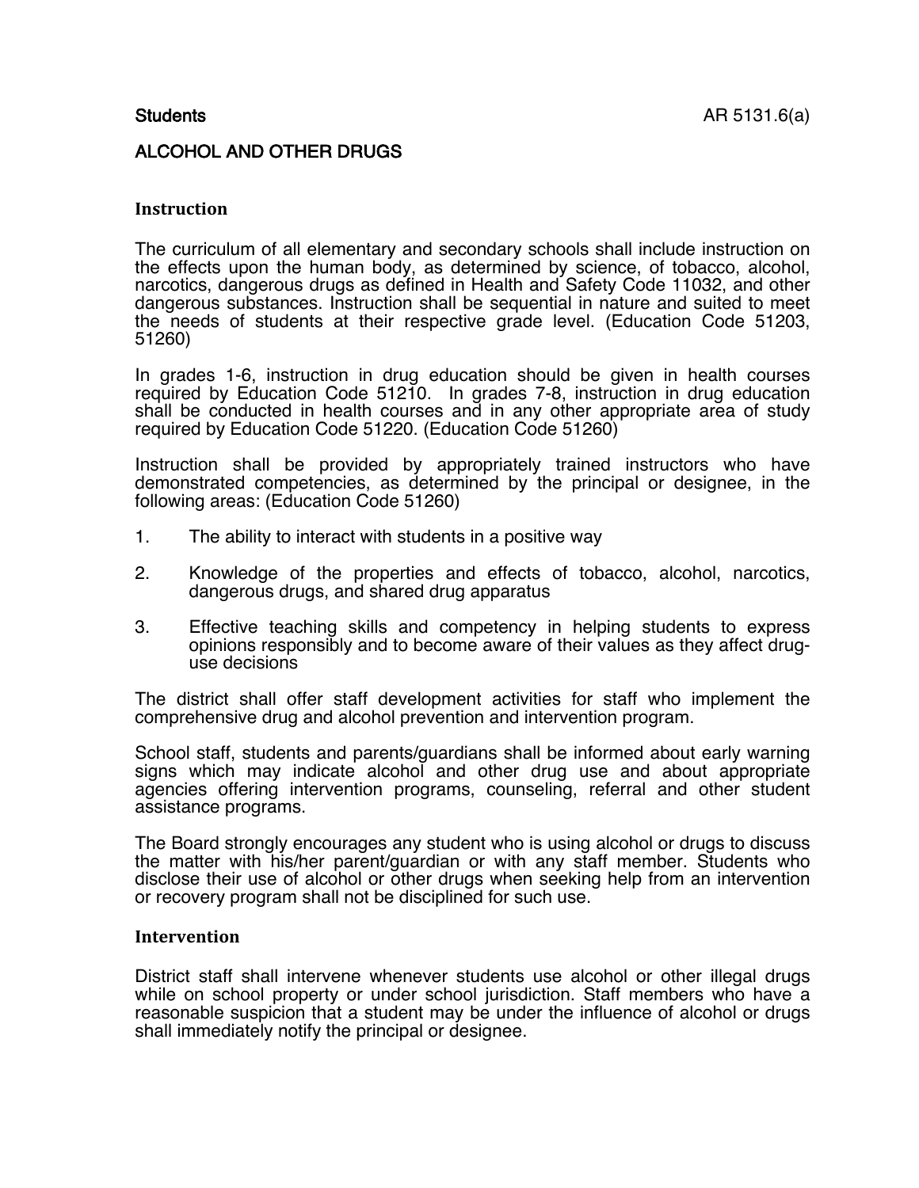Students AR 5131.6(a)

# ALCOHOL AND OTHER DRUGS

## Instruction

The curriculum of all elementary and secondary schools shall include instruction on the effects upon the human body, as determined by science, of tobacco, alcohol, narcotics, dangerous drugs as defined in Health and Safety Code 11032, and other dangerous substances. Instruction shall be sequential in nature and suited to meet the needs of students at their respective grade level. (Education Code 51203, 51260)

In grades 1-6, instruction in drug education should be given in health courses required by Education Code 51210. In grades 7-8, instruction in drug education shall be conducted in health courses and in any other appropriate area of study required by Education Code 51220. (Education Code 51260)

Instruction shall be provided by appropriately trained instructors who have demonstrated competencies, as determined by the principal or designee, in the following areas: (Education Code 51260)

1. The ability to interact with students in a positive way

2. Knowledge of the properties and effects of tobacco, alcohol, narcotics, dangerous drugs, and shared drug apparatus

3. Effective teaching skills and competency in helping students to express opinions responsibly and to become aware of their values as they affect drug-use decisions

The district shall offer staff development activities for staff who implement the comprehensive drug and alcohol prevention and intervention program.

School staff, students and parents/guardians shall be informed about early warning signs which may indicate alcohol and other drug use and about appropriate agencies offering intervention programs, counseling, referral and other student assistance programs.

The Board strongly encourages any student who is using alcohol or drugs to discuss the matter with his/her parent/guardian or with any staff member. Students who disclose their use of alcohol or other drugs when seeking help from an intervention or recovery program shall not be disciplined for such use.

## Intervention

District staff shall intervene whenever students use alcohol or other illegal drugs while on school property or under school jurisdiction. Staff members who have a reasonable suspicion that a student may be under the influence of alcohol or drugs shall immediately notify the principal or designee.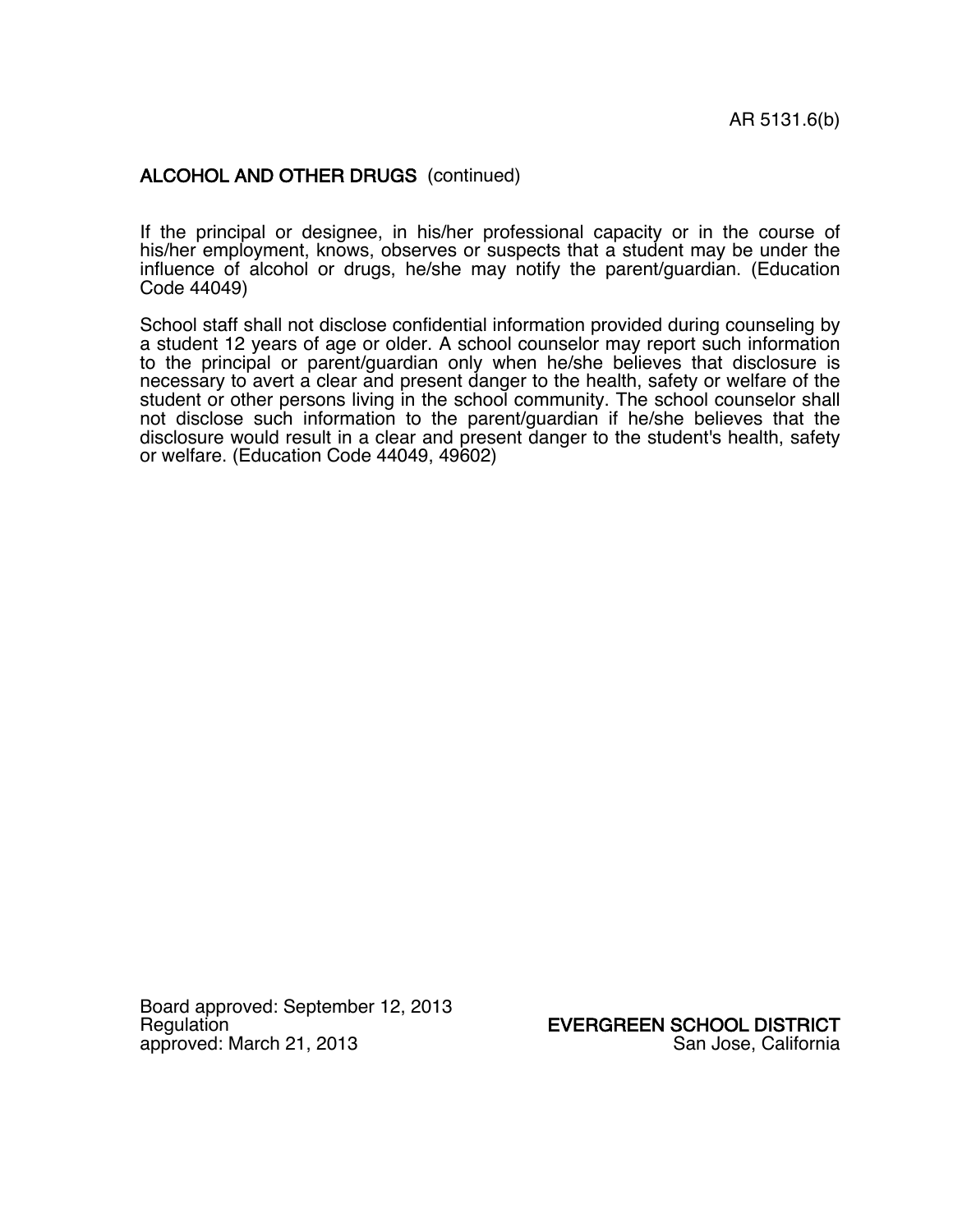## ALCOHOL AND OTHER DRUGS (continued)

If the principal or designee, in his/her professional capacity or in the course of his/her employment, knows, observes or suspects that a student may be under the influence of alcohol or drugs, he/she may notify the parent/guardian. (Education Code 44049)

School staff shall not disclose confidential information provided during counseling by a student 12 years of age or older. A school counselor may report such information to the principal or parent/guardian only when he/she believes that disclosure is necessary to avert a clear and present danger to the health, safety or welfare of the student or other persons living in the school community. The school counselor shall not disclose such information to the parent/guardian if he/she believes that the disclosure would result in a clear and present danger to the student's health, safety or welfare. (Education Code 44049, 49602)

Board approved: September 12, 2013
Regulation
approved: March 21, 2013

**EVERGREEN SCHOOL DISTRICT**
San Jose, California